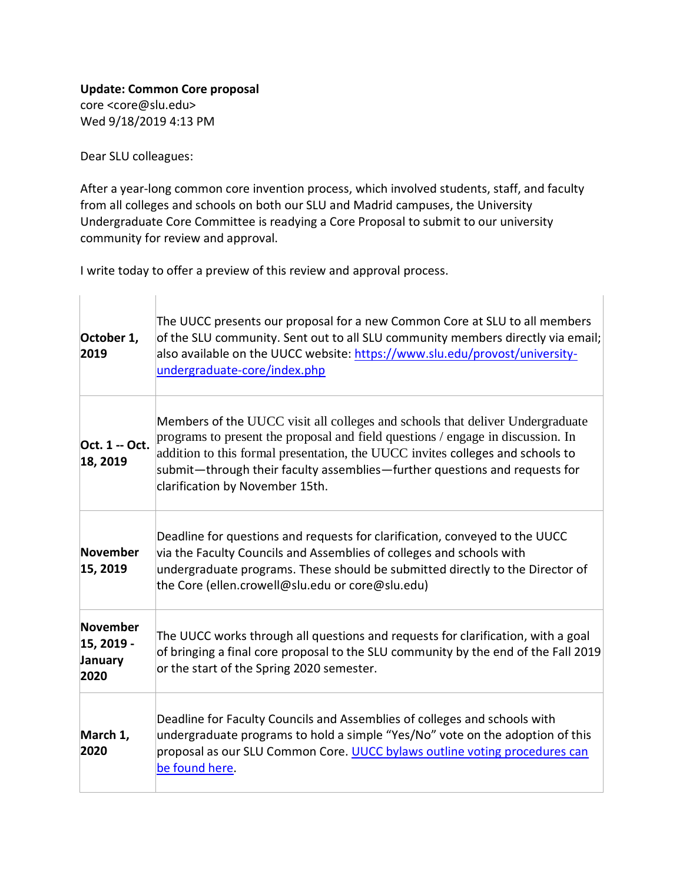**Update: Common Core proposal**
core <core@slu.edu>
Wed 9/18/2019 4:13 PM

Dear SLU colleagues:

After a year-long common core invention process, which involved students, staff, and faculty from all colleges and schools on both our SLU and Madrid campuses, the University Undergraduate Core Committee is readying a Core Proposal to submit to our university community for review and approval.

I write today to offer a preview of this review and approval process.

| | |
|---|---|
| **October 1, 2019** | The UUCC presents our proposal for a new Common Core at SLU to all members of the SLU community. Sent out to all SLU community members directly via email; also available on the UUCC website: [https://www.slu.edu/provost/university-undergraduate-core/index.php](https://www.slu.edu/provost/university-undergraduate-core/index.php) |
| **Oct. 1 -- Oct. 18, 2019** | Members of the UUCC visit all colleges and schools that deliver Undergraduate programs to present the proposal and field questions / engage in discussion. In addition to this formal presentation, the UUCC invites colleges and schools to submit—through their faculty assemblies—further questions and requests for clarification by November 15th. |
| **November 15, 2019** | Deadline for questions and requests for clarification, conveyed to the UUCC via the Faculty Councils and Assemblies of colleges and schools with undergraduate programs. These should be submitted directly to the Director of the Core (ellen.crowell@slu.edu or core@slu.edu) |
| **November 15, 2019 - January 2020** | The UUCC works through all questions and requests for clarification, with a goal of bringing a final core proposal to the SLU community by the end of the Fall 2019 or the start of the Spring 2020 semester. |
| **March 1, 2020** | Deadline for Faculty Councils and Assemblies of colleges and schools with undergraduate programs to hold a simple "Yes/No" vote on the adoption of this proposal as our SLU Common Core. UUCC bylaws outline voting procedures can be found here. |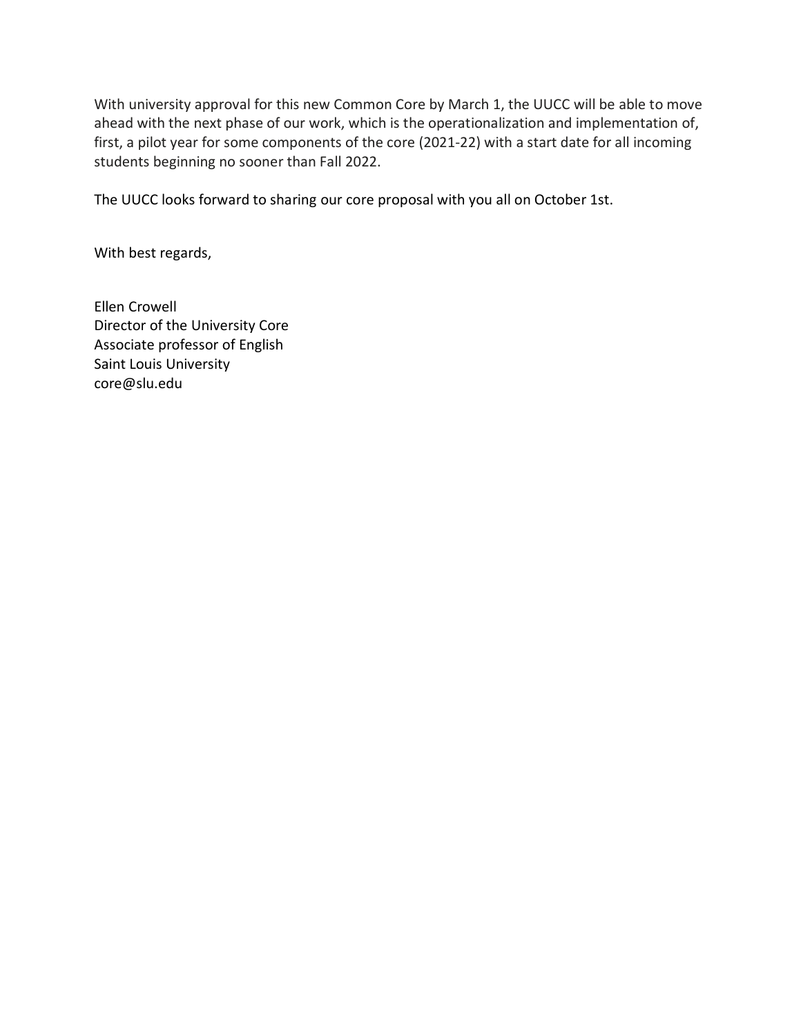With university approval for this new Common Core by March 1, the UUCC will be able to move ahead with the next phase of our work, which is the operationalization and implementation of, first, a pilot year for some components of the core (2021-22) with a start date for all incoming students beginning no sooner than Fall 2022.

The UUCC looks forward to sharing our core proposal with you all on October 1st.

With best regards,

Ellen Crowell
Director of the University Core
Associate professor of English
Saint Louis University
core@slu.edu